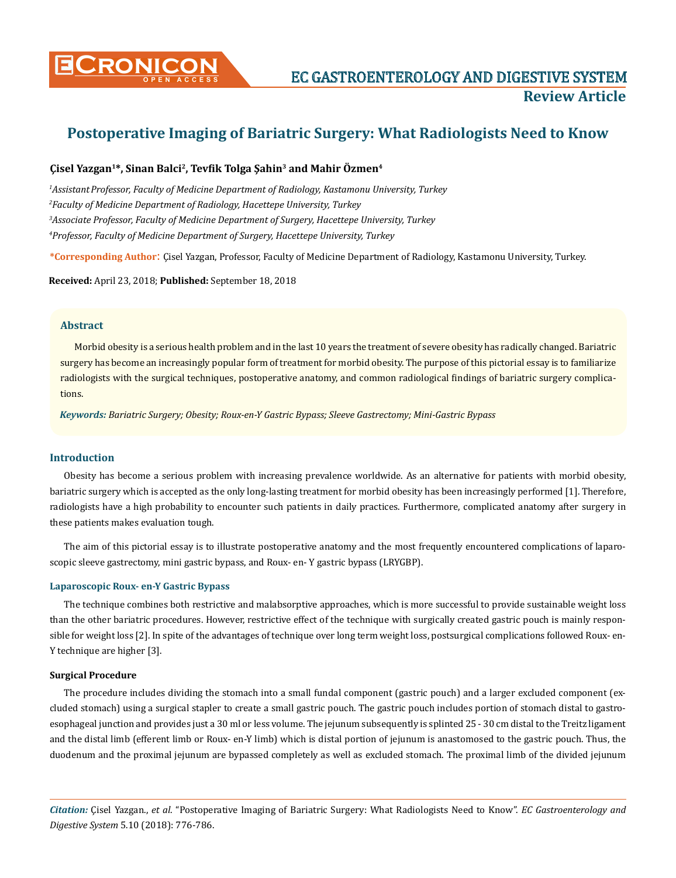# Postoperative Imaging of Bariatric Surgery: What Radiologists Need to Know

**Çisel Yazgan[1]*, Sinan Balci[2], Tevfik Tolga Şahin[3] and Mahir Özmen[4]**

[1]*Assistant Professor, Faculty of Medicine Department of Radiology, Kastamonu University, Turkey*

[2]*Faculty of Medicine Department of Radiology, Hacettepe University, Turkey*

[3]*Associate Professor, Faculty of Medicine Department of Surgery, Hacettepe University, Turkey*

[4]*Professor, Faculty of Medicine Department of Surgery, Hacettepe University, Turkey*

**\*Corresponding Author:** Çisel Yazgan, Professor, Faculty of Medicine Department of Radiology, Kastamonu University, Turkey.

**Received:** April 23, 2018; **Published:** September 18, 2018

## Abstract

Morbid obesity is a serious health problem and in the last 10 years the treatment of severe obesity has radically changed. Bariatric surgery has become an increasingly popular form of treatment for morbid obesity. The purpose of this pictorial essay is to familiarize radiologists with the surgical techniques, postoperative anatomy, and common radiological findings of bariatric surgery complications.

***Keywords:*** *Bariatric Surgery; Obesity; Roux-en-Y Gastric Bypass; Sleeve Gastrectomy; Mini-Gastric Bypass*

## Introduction

Obesity has become a serious problem with increasing prevalence worldwide. As an alternative for patients with morbid obesity, bariatric surgery which is accepted as the only long-lasting treatment for morbid obesity has been increasingly performed [1]. Therefore, radiologists have a high probability to encounter such patients in daily practices. Furthermore, complicated anatomy after surgery in these patients makes evaluation tough.

The aim of this pictorial essay is to illustrate postoperative anatomy and the most frequently encountered complications of laparoscopic sleeve gastrectomy, mini gastric bypass, and Roux- en- Y gastric bypass (LRYGBP).

### Laparoscopic Roux- en-Y Gastric Bypass

The technique combines both restrictive and malabsorptive approaches, which is more successful to provide sustainable weight loss than the other bariatric procedures. However, restrictive effect of the technique with surgically created gastric pouch is mainly responsible for weight loss [2]. In spite of the advantages of technique over long term weight loss, postsurgical complications followed Roux- en-Y technique are higher [3].

#### Surgical Procedure

The procedure includes dividing the stomach into a small fundal component (gastric pouch) and a larger excluded component (excluded stomach) using a surgical stapler to create a small gastric pouch. The gastric pouch includes portion of stomach distal to gastroesophageal junction and provides just a 30 ml or less volume. The jejunum subsequently is splinted 25 - 30 cm distal to the Treitz ligament and the distal limb (efferent limb or Roux- en-Y limb) which is distal portion of jejunum is anastomosed to the gastric pouch. Thus, the duodenum and the proximal jejunum are bypassed completely as well as excluded stomach. The proximal limb of the divided jejunum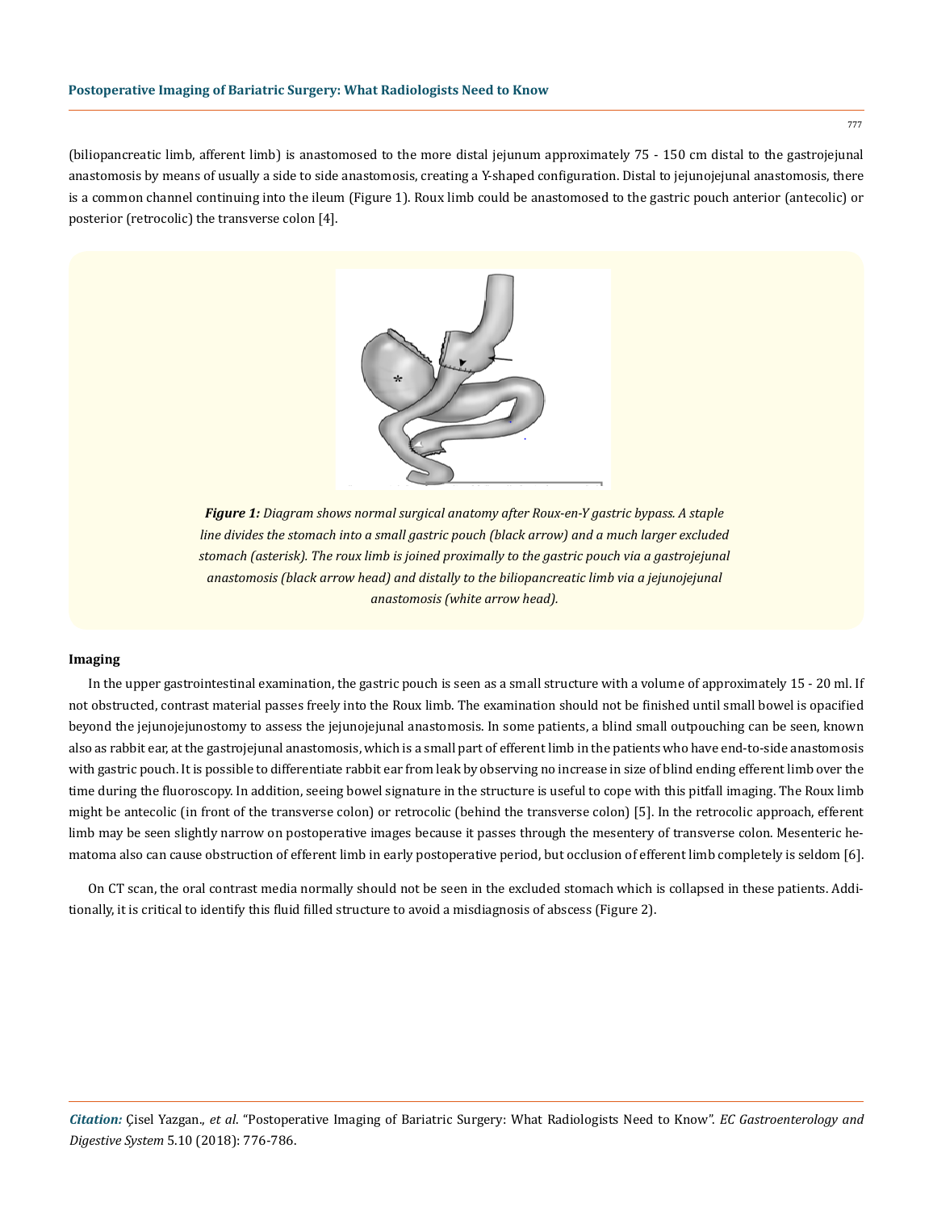(biliopancreatic limb, afferent limb) is anastomosed to the more distal jejunum approximately 75 - 150 cm distal to the gastrojejunal anastomosis by means of usually a side to side anastomosis, creating a Y-shaped configuration. Distal to jejunojejunal anastomosis, there is a common channel continuing into the ileum (Figure 1). Roux limb could be anastomosed to the gastric pouch anterior (antecolic) or posterior (retrocolic) the transverse colon [4].

***Figure 1:*** *Diagram shows normal surgical anatomy after Roux-en-Y gastric bypass. A staple line divides the stomach into a small gastric pouch (black arrow) and a much larger excluded stomach (asterisk). The roux limb is joined proximally to the gastric pouch via a gastrojejunal anastomosis (black arrow head) and distally to the biliopancreatic limb via a jejunojejunal anastomosis (white arrow head).*

**Imaging**

In the upper gastrointestinal examination, the gastric pouch is seen as a small structure with a volume of approximately 15 - 20 ml. If not obstructed, contrast material passes freely into the Roux limb. The examination should not be finished until small bowel is opacified beyond the jejunojejunostomy to assess the jejunojejunal anastomosis. In some patients, a blind small outpouching can be seen, known also as rabbit ear, at the gastrojejunal anastomosis, which is a small part of efferent limb in the patients who have end-to-side anastomosis with gastric pouch. It is possible to differentiate rabbit ear from leak by observing no increase in size of blind ending efferent limb over the time during the fluoroscopy. In addition, seeing bowel signature in the structure is useful to cope with this pitfall imaging. The Roux limb might be antecolic (in front of the transverse colon) or retrocolic (behind the transverse colon) [5]. In the retrocolic approach, efferent limb may be seen slightly narrow on postoperative images because it passes through the mesentery of transverse colon. Mesenteric hematoma also can cause obstruction of efferent limb in early postoperative period, but occlusion of efferent limb completely is seldom [6].

On CT scan, the oral contrast media normally should not be seen in the excluded stomach which is collapsed in these patients. Additionally, it is critical to identify this fluid filled structure to avoid a misdiagnosis of abscess (Figure 2).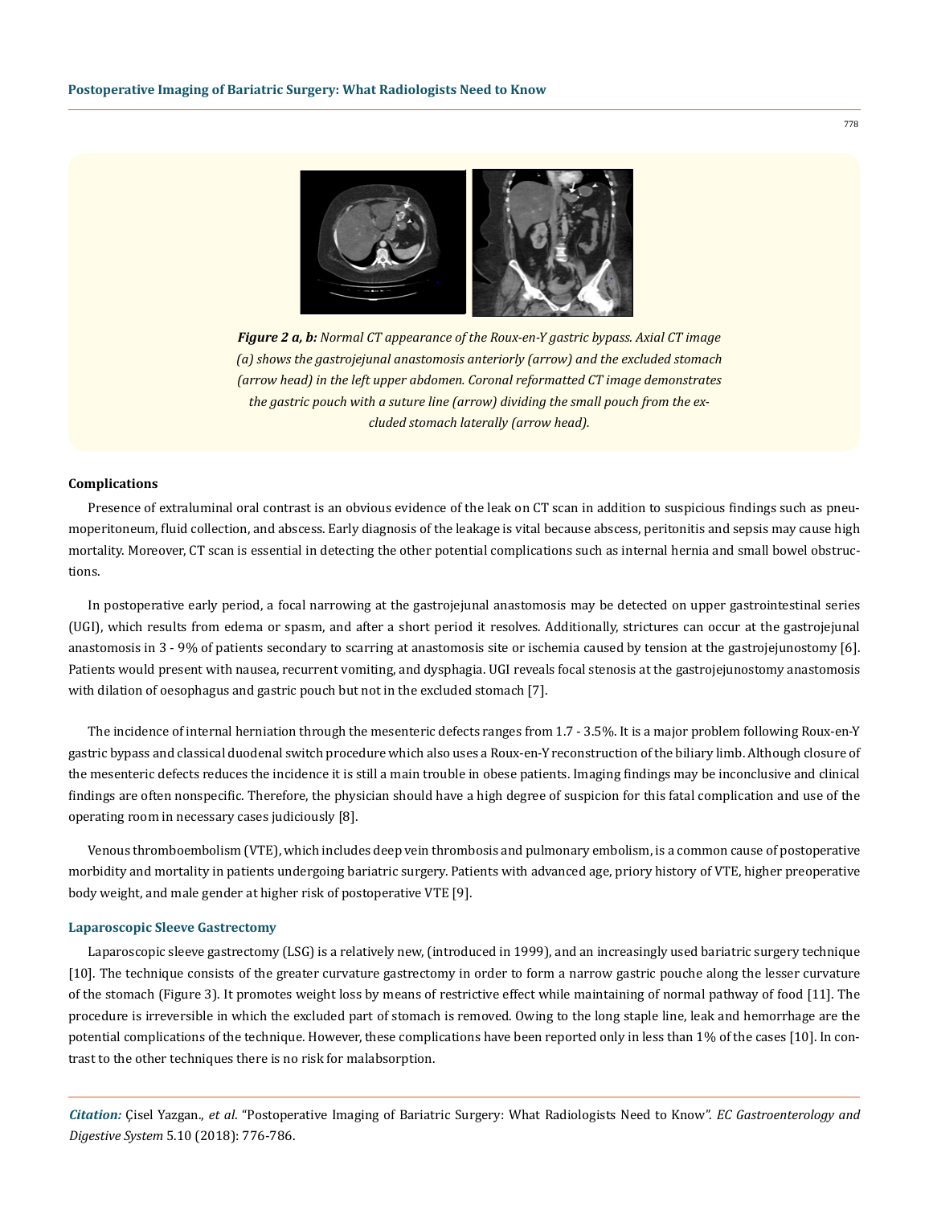*Figure 2 a, b: Normal CT appearance of the Roux-en-Y gastric bypass. Axial CT image (a) shows the gastrojejunal anastomosis anteriorly (arrow) and the excluded stomach (arrow head) in the left upper abdomen. Coronal reformatted CT image demonstrates the gastric pouch with a suture line (arrow) dividing the small pouch from the excluded stomach laterally (arrow head).*

**Complications**

Presence of extraluminal oral contrast is an obvious evidence of the leak on CT scan in addition to suspicious findings such as pneumoperitoneum, fluid collection, and abscess. Early diagnosis of the leakage is vital because abscess, peritonitis and sepsis may cause high mortality. Moreover, CT scan is essential in detecting the other potential complications such as internal hernia and small bowel obstructions.

In postoperative early period, a focal narrowing at the gastrojejunal anastomosis may be detected on upper gastrointestinal series (UGI), which results from edema or spasm, and after a short period it resolves. Additionally, strictures can occur at the gastrojejunal anastomosis in 3 - 9% of patients secondary to scarring at anastomosis site or ischemia caused by tension at the gastrojejunostomy [6]. Patients would present with nausea, recurrent vomiting, and dysphagia. UGI reveals focal stenosis at the gastrojejunostomy anastomosis with dilation of oesophagus and gastric pouch but not in the excluded stomach [7].

The incidence of internal herniation through the mesenteric defects ranges from 1.7 - 3.5%. It is a major problem following Roux-en-Y gastric bypass and classical duodenal switch procedure which also uses a Roux-en-Y reconstruction of the biliary limb. Although closure of the mesenteric defects reduces the incidence it is still a main trouble in obese patients. Imaging findings may be inconclusive and clinical findings are often nonspecific. Therefore, the physician should have a high degree of suspicion for this fatal complication and use of the operating room in necessary cases judiciously [8].

Venous thromboembolism (VTE), which includes deep vein thrombosis and pulmonary embolism, is a common cause of postoperative morbidity and mortality in patients undergoing bariatric surgery. Patients with advanced age, priory history of VTE, higher preoperative body weight, and male gender at higher risk of postoperative VTE [9].

### Laparoscopic Sleeve Gastrectomy

Laparoscopic sleeve gastrectomy (LSG) is a relatively new, (introduced in 1999), and an increasingly used bariatric surgery technique [10]. The technique consists of the greater curvature gastrectomy in order to form a narrow gastric pouche along the lesser curvature of the stomach (Figure 3). It promotes weight loss by means of restrictive effect while maintaining of normal pathway of food [11]. The procedure is irreversible in which the excluded part of stomach is removed. Owing to the long staple line, leak and hemorrhage are the potential complications of the technique. However, these complications have been reported only in less than 1% of the cases [10]. In contrast to the other techniques there is no risk for malabsorption.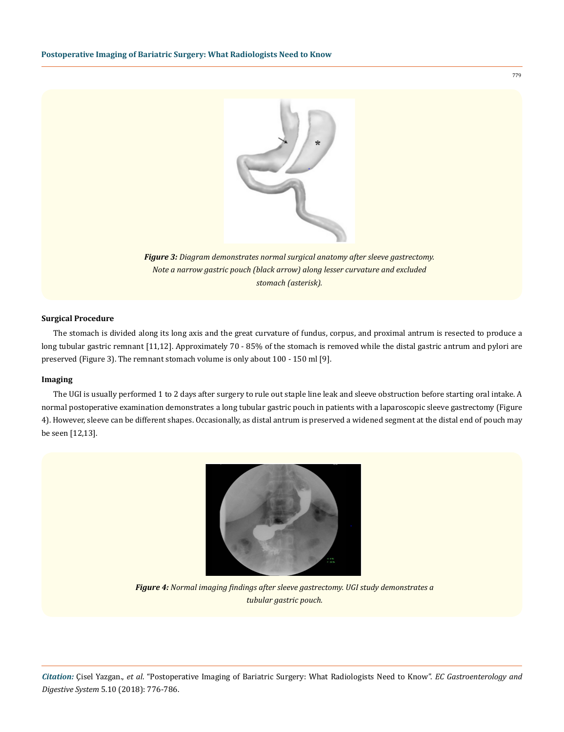*Figure 3: Diagram demonstrates normal surgical anatomy after sleeve gastrectomy. Note a narrow gastric pouch (black arrow) along lesser curvature and excluded stomach (asterisk).*

**Surgical Procedure**

The stomach is divided along its long axis and the great curvature of fundus, corpus, and proximal antrum is resected to produce a long tubular gastric remnant [11,12]. Approximately 70 - 85% of the stomach is removed while the distal gastric antrum and pylori are preserved (Figure 3). The remnant stomach volume is only about 100 - 150 ml [9].

**Imaging**

The UGI is usually performed 1 to 2 days after surgery to rule out staple line leak and sleeve obstruction before starting oral intake. A normal postoperative examination demonstrates a long tubular gastric pouch in patients with a laparoscopic sleeve gastrectomy (Figure 4). However, sleeve can be different shapes. Occasionally, as distal antrum is preserved a widened segment at the distal end of pouch may be seen [12,13].

*Figure 4: Normal imaging findings after sleeve gastrectomy. UGI study demonstrates a tubular gastric pouch.*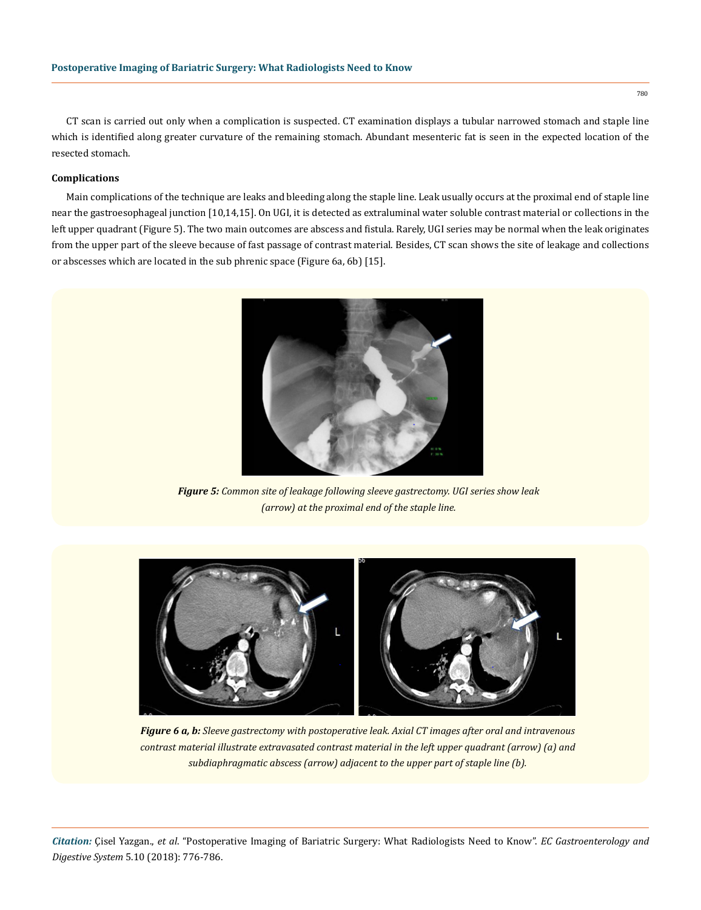CT scan is carried out only when a complication is suspected. CT examination displays a tubular narrowed stomach and staple line which is identified along greater curvature of the remaining stomach. Abundant mesenteric fat is seen in the expected location of the resected stomach.

**Complications**

Main complications of the technique are leaks and bleeding along the staple line. Leak usually occurs at the proximal end of staple line near the gastroesophageal junction [10,14,15]. On UGI, it is detected as extraluminal water soluble contrast material or collections in the left upper quadrant (Figure 5). The two main outcomes are abscess and fistula. Rarely, UGI series may be normal when the leak originates from the upper part of the sleeve because of fast passage of contrast material. Besides, CT scan shows the site of leakage and collections or abscesses which are located in the sub phrenic space (Figure 6a, 6b) [15].

***Figure 5:*** *Common site of leakage following sleeve gastrectomy. UGI series show leak (arrow) at the proximal end of the staple line.*

***Figure 6 a, b:*** *Sleeve gastrectomy with postoperative leak. Axial CT images after oral and intravenous contrast material illustrate extravasated contrast material in the left upper quadrant (arrow) (a) and subdiaphragmatic abscess (arrow) adjacent to the upper part of staple line (b).*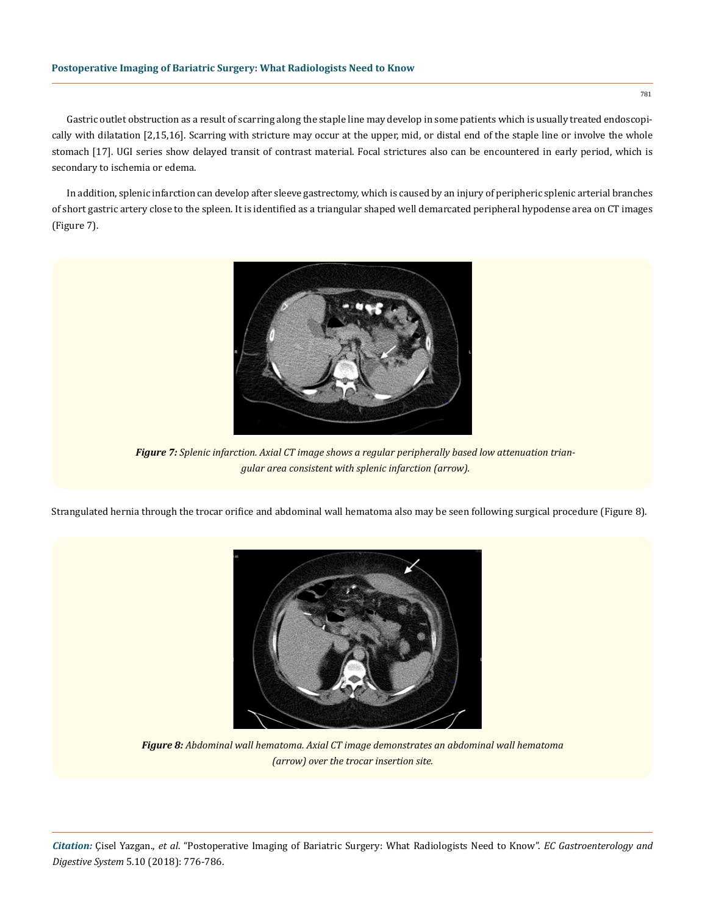Gastric outlet obstruction as a result of scarring along the staple line may develop in some patients which is usually treated endoscopically with dilatation [2,15,16]. Scarring with stricture may occur at the upper, mid, or distal end of the staple line or involve the whole stomach [17]. UGI series show delayed transit of contrast material. Focal strictures also can be encountered in early period, which is secondary to ischemia or edema.

In addition, splenic infarction can develop after sleeve gastrectomy, which is caused by an injury of peripheric splenic arterial branches of short gastric artery close to the spleen. It is identified as a triangular shaped well demarcated peripheral hypodense area on CT images (Figure 7).

***Figure 7:*** *Splenic infarction. Axial CT image shows a regular peripherally based low attenuation triangular area consistent with splenic infarction (arrow).*

Strangulated hernia through the trocar orifice and abdominal wall hematoma also may be seen following surgical procedure (Figure 8).

***Figure 8:*** *Abdominal wall hematoma. Axial CT image demonstrates an abdominal wall hematoma (arrow) over the trocar insertion site.*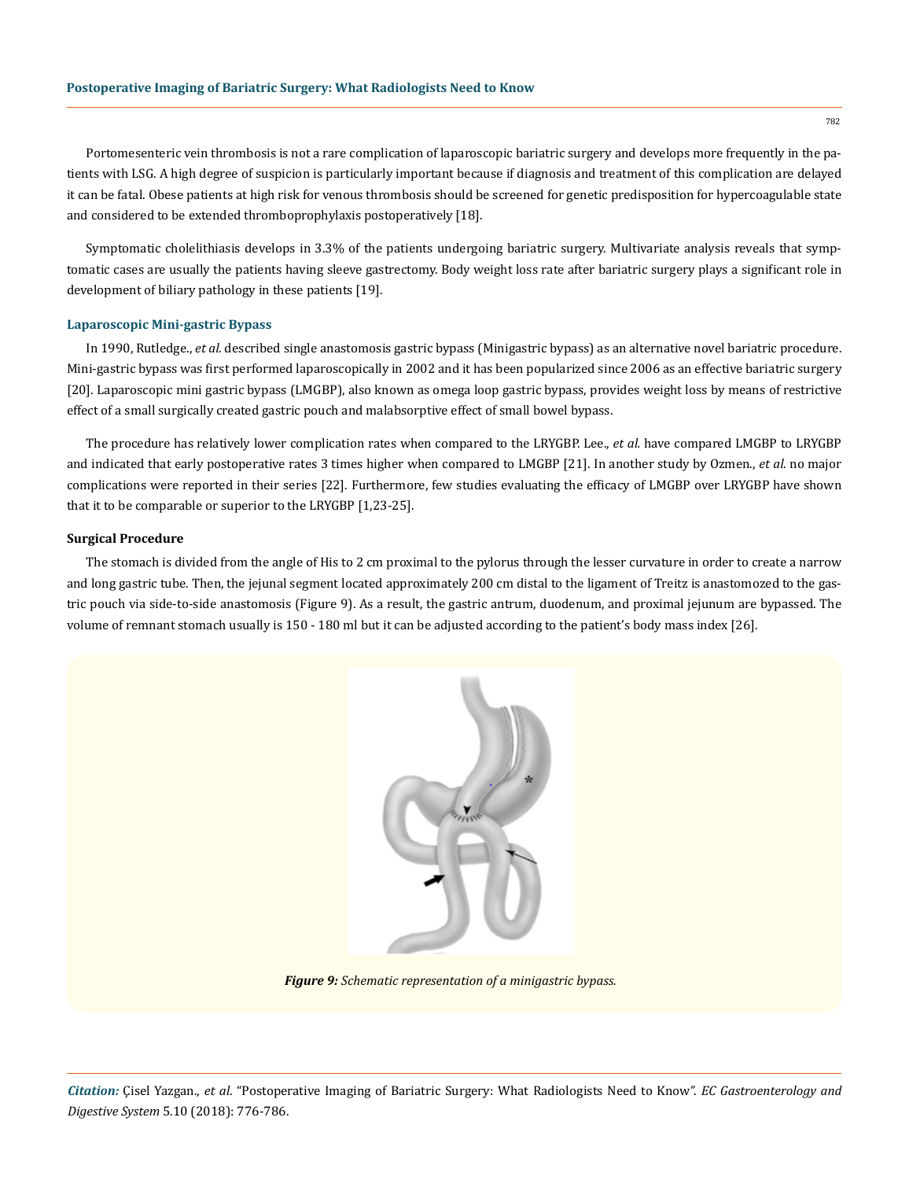Portomesenteric vein thrombosis is not a rare complication of laparoscopic bariatric surgery and develops more frequently in the patients with LSG. A high degree of suspicion is particularly important because if diagnosis and treatment of this complication are delayed it can be fatal. Obese patients at high risk for venous thrombosis should be screened for genetic predisposition for hypercoagulable state and considered to be extended thromboprophylaxis postoperatively [18].

Symptomatic cholelithiasis develops in 3.3% of the patients undergoing bariatric surgery. Multivariate analysis reveals that symptomatic cases are usually the patients having sleeve gastrectomy. Body weight loss rate after bariatric surgery plays a significant role in development of biliary pathology in these patients [19].

## Laparoscopic Mini-gastric Bypass

In 1990, Rutledge., *et al.* described single anastomosis gastric bypass (Minigastric bypass) as an alternative novel bariatric procedure. Mini-gastric bypass was first performed laparoscopically in 2002 and it has been popularized since 2006 as an effective bariatric surgery [20]. Laparoscopic mini gastric bypass (LMGBP), also known as omega loop gastric bypass, provides weight loss by means of restrictive effect of a small surgically created gastric pouch and malabsorptive effect of small bowel bypass.

The procedure has relatively lower complication rates when compared to the LRYGBP. Lee., *et al.* have compared LMGBP to LRYGBP and indicated that early postoperative rates 3 times higher when compared to LMGBP [21]. In another study by Ozmen., *et al.* no major complications were reported in their series [22]. Furthermore, few studies evaluating the efficacy of LMGBP over LRYGBP have shown that it to be comparable or superior to the LRYGBP [1,23-25].

### Surgical Procedure

The stomach is divided from the angle of His to 2 cm proximal to the pylorus through the lesser curvature in order to create a narrow and long gastric tube. Then, the jejunal segment located approximately 200 cm distal to the ligament of Treitz is anastomozed to the gastric pouch via side-to-side anastomosis (Figure 9). As a result, the gastric antrum, duodenum, and proximal jejunum are bypassed. The volume of remnant stomach usually is 150 - 180 ml but it can be adjusted according to the patient's body mass index [26].

***Figure 9:*** *Schematic representation of a minigastric bypass.*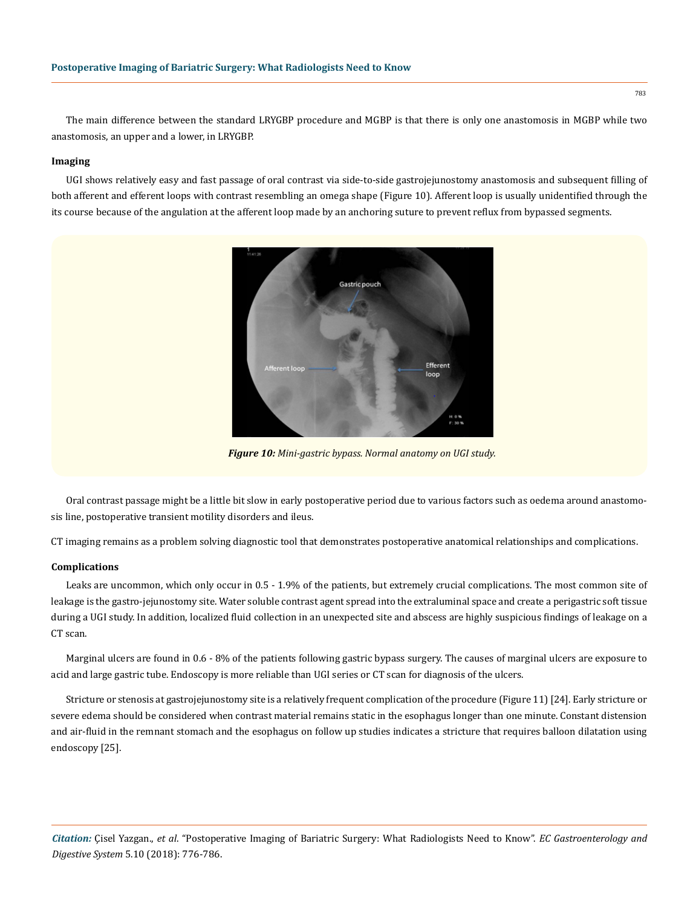The main difference between the standard LRYGBP procedure and MGBP is that there is only one anastomosis in MGBP while two anastomosis, an upper and a lower, in LRYGBP.

### Imaging

UGI shows relatively easy and fast passage of oral contrast via side-to-side gastrojejunostomy anastomosis and subsequent filling of both afferent and efferent loops with contrast resembling an omega shape (Figure 10). Afferent loop is usually unidentified through the its course because of the angulation at the afferent loop made by an anchoring suture to prevent reflux from bypassed segments.

***Figure 10:*** *Mini-gastric bypass. Normal anatomy on UGI study.*

Oral contrast passage might be a little bit slow in early postoperative period due to various factors such as oedema around anastomosis line, postoperative transient motility disorders and ileus.

CT imaging remains as a problem solving diagnostic tool that demonstrates postoperative anatomical relationships and complications.

### Complications

Leaks are uncommon, which only occur in 0.5 - 1.9% of the patients, but extremely crucial complications. The most common site of leakage is the gastro-jejunostomy site. Water soluble contrast agent spread into the extraluminal space and create a perigastric soft tissue during a UGI study. In addition, localized fluid collection in an unexpected site and abscess are highly suspicious findings of leakage on a CT scan.

Marginal ulcers are found in 0.6 - 8% of the patients following gastric bypass surgery. The causes of marginal ulcers are exposure to acid and large gastric tube. Endoscopy is more reliable than UGI series or CT scan for diagnosis of the ulcers.

Stricture or stenosis at gastrojejunostomy site is a relatively frequent complication of the procedure (Figure 11) [24]. Early stricture or severe edema should be considered when contrast material remains static in the esophagus longer than one minute. Constant distension and air-fluid in the remnant stomach and the esophagus on follow up studies indicates a stricture that requires balloon dilatation using endoscopy [25].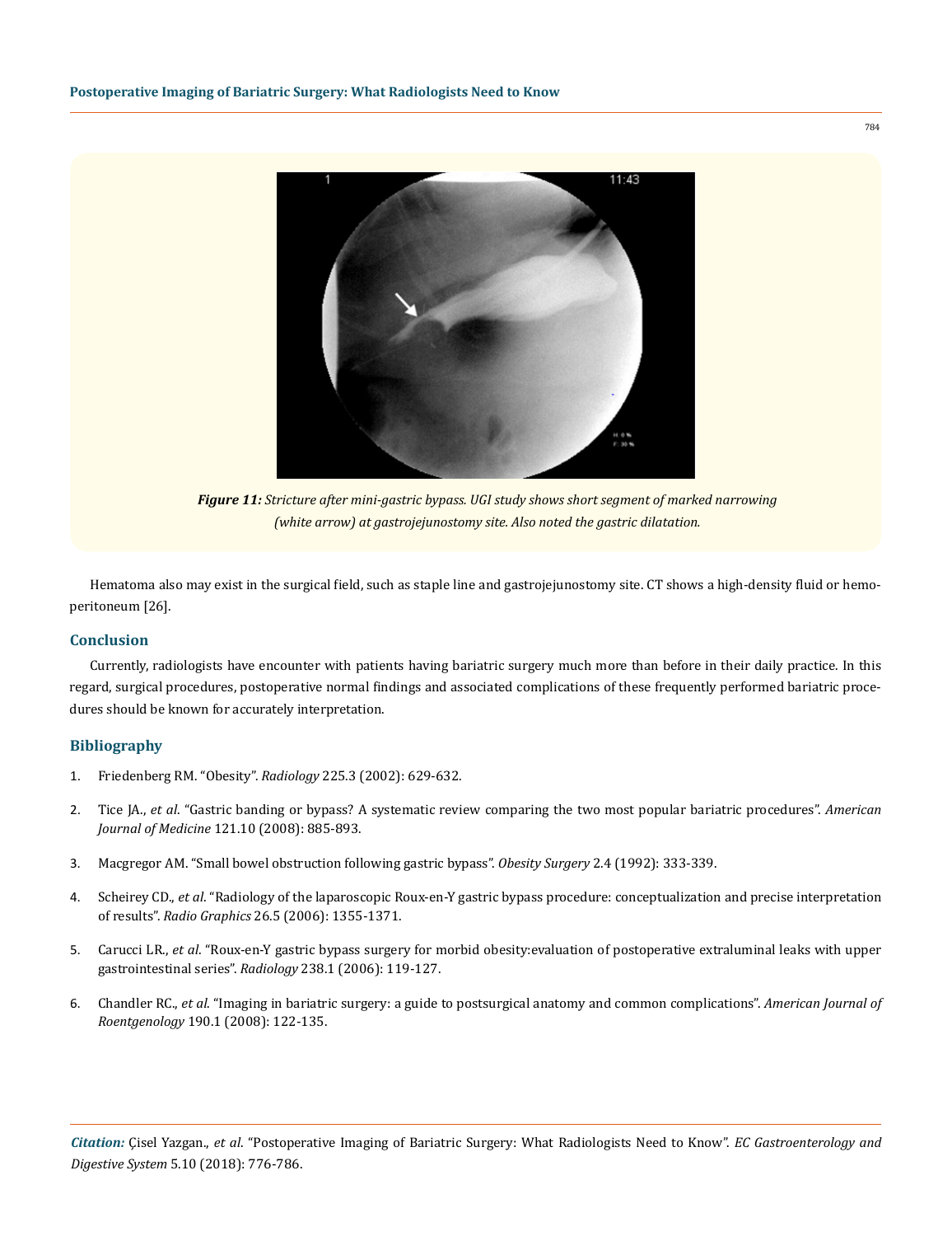*Figure 11: Stricture after mini-gastric bypass. UGI study shows short segment of marked narrowing (white arrow) at gastrojejunostomy site. Also noted the gastric dilatation.*

Hematoma also may exist in the surgical field, such as staple line and gastrojejunostomy site. CT shows a high-density fluid or hemoperitoneum [26].

## Conclusion

Currently, radiologists have encounter with patients having bariatric surgery much more than before in their daily practice. In this regard, surgical procedures, postoperative normal findings and associated complications of these frequently performed bariatric procedures should be known for accurately interpretation.

## Bibliography

1. Friedenberg RM. "Obesity". *Radiology* 225.3 (2002): 629-632.
2. Tice JA., *et al*. "Gastric banding or bypass? A systematic review comparing the two most popular bariatric procedures". *American Journal of Medicine* 121.10 (2008): 885-893.
3. Macgregor AM. "Small bowel obstruction following gastric bypass". *Obesity Surgery* 2.4 (1992): 333-339.
4. Scheirey CD., *et al*. "Radiology of the laparoscopic Roux-en-Y gastric bypass procedure: conceptualization and precise interpretation of results". *Radio Graphics* 26.5 (2006): 1355-1371.
5. Carucci LR., *et al*. "Roux-en-Y gastric bypass surgery for morbid obesity:evaluation of postoperative extraluminal leaks with upper gastrointestinal series". *Radiology* 238.1 (2006): 119-127.
6. Chandler RC., *et al*. "Imaging in bariatric surgery: a guide to postsurgical anatomy and common complications". *American Journal of Roentgenology* 190.1 (2008): 122-135.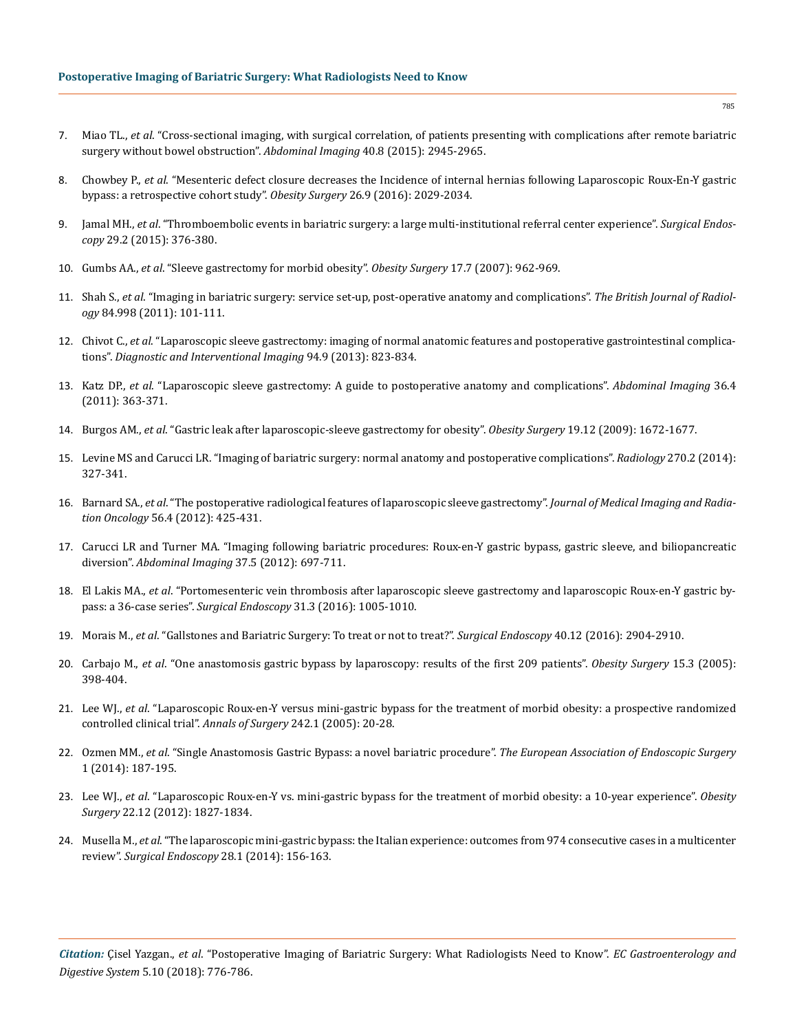7. Miao TL., *et al*. "Cross-sectional imaging, with surgical correlation, of patients presenting with complications after remote bariatric surgery without bowel obstruction". *Abdominal Imaging* 40.8 (2015): 2945-2965.

8. Chowbey P., *et al*. "Mesenteric defect closure decreases the Incidence of internal hernias following Laparoscopic Roux-En-Y gastric bypass: a retrospective cohort study". *Obesity Surgery* 26.9 (2016): 2029-2034.

9. Jamal MH., *et al*. "Thromboembolic events in bariatric surgery: a large multi-institutional referral center experience". *Surgical Endoscopy* 29.2 (2015): 376-380.

10. Gumbs AA., *et al*. "Sleeve gastrectomy for morbid obesity". *Obesity Surgery* 17.7 (2007): 962-969.

11. Shah S., *et al*. "Imaging in bariatric surgery: service set-up, post-operative anatomy and complications". *The British Journal of Radiology* 84.998 (2011): 101-111.

12. Chivot C., *et al*. "Laparoscopic sleeve gastrectomy: imaging of normal anatomic features and postoperative gastrointestinal complications". *Diagnostic and Interventional Imaging* 94.9 (2013): 823-834.

13. Katz DP., *et al*. "Laparoscopic sleeve gastrectomy: A guide to postoperative anatomy and complications". *Abdominal Imaging* 36.4 (2011): 363-371.

14. Burgos AM., *et al*. "Gastric leak after laparoscopic-sleeve gastrectomy for obesity". *Obesity Surgery* 19.12 (2009): 1672-1677.

15. Levine MS and Carucci LR. "Imaging of bariatric surgery: normal anatomy and postoperative complications". *Radiology* 270.2 (2014): 327-341.

16. Barnard SA., *et al*. "The postoperative radiological features of laparoscopic sleeve gastrectomy". *Journal of Medical Imaging and Radiation Oncology* 56.4 (2012): 425-431.

17. Carucci LR and Turner MA. "Imaging following bariatric procedures: Roux-en-Y gastric bypass, gastric sleeve, and biliopancreatic diversion". *Abdominal Imaging* 37.5 (2012): 697-711.

18. El Lakis MA., *et al*. "Portomesenteric vein thrombosis after laparoscopic sleeve gastrectomy and laparoscopic Roux-en-Y gastric bypass: a 36-case series". *Surgical Endoscopy* 31.3 (2016): 1005-1010.

19. Morais M., *et al*. "Gallstones and Bariatric Surgery: To treat or not to treat?". *Surgical Endoscopy* 40.12 (2016): 2904-2910.

20. Carbajo M., *et al*. "One anastomosis gastric bypass by laparoscopy: results of the first 209 patients". *Obesity Surgery* 15.3 (2005): 398-404.

21. Lee WJ., *et al*. "Laparoscopic Roux-en-Y versus mini-gastric bypass for the treatment of morbid obesity: a prospective randomized controlled clinical trial". *Annals of Surgery* 242.1 (2005): 20-28.

22. Ozmen MM., *et al*. "Single Anastomosis Gastric Bypass: a novel bariatric procedure". *The European Association of Endoscopic Surgery* 1 (2014): 187-195.

23. Lee WJ., *et al*. "Laparoscopic Roux-en-Y vs. mini-gastric bypass for the treatment of morbid obesity: a 10-year experience". *Obesity Surgery* 22.12 (2012): 1827-1834.

24. Musella M., *et al*. "The laparoscopic mini-gastric bypass: the Italian experience: outcomes from 974 consecutive cases in a multicenter review". *Surgical Endoscopy* 28.1 (2014): 156-163.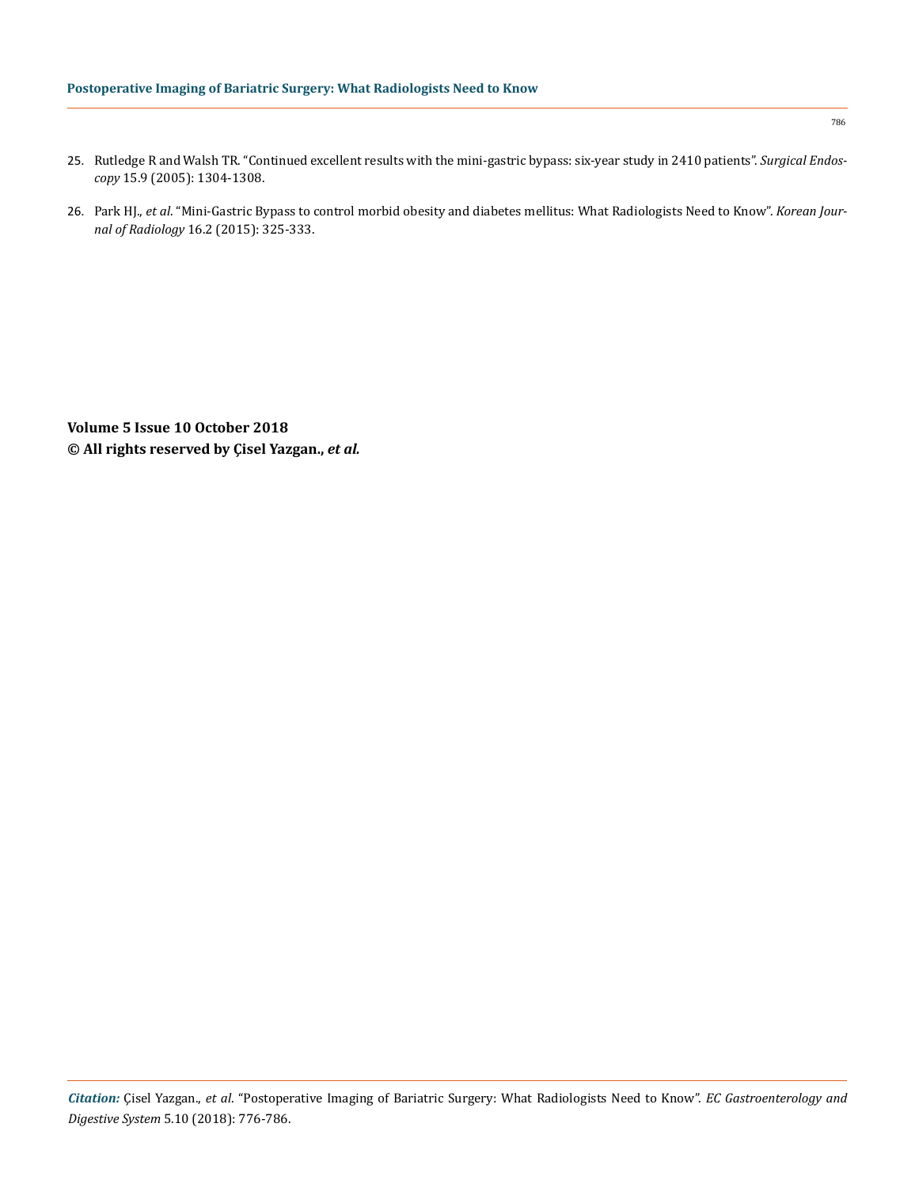25. Rutledge R and Walsh TR. "Continued excellent results with the mini-gastric bypass: six-year study in 2410 patients". *Surgical Endoscopy* 15.9 (2005): 1304-1308.

26. Park HJ., *et al*. "Mini-Gastric Bypass to control morbid obesity and diabetes mellitus: What Radiologists Need to Know". *Korean Journal of Radiology* 16.2 (2015): 325-333.

**Volume 5 Issue 10 October 2018**
**© All rights reserved by Çisel Yazgan., *et al.***